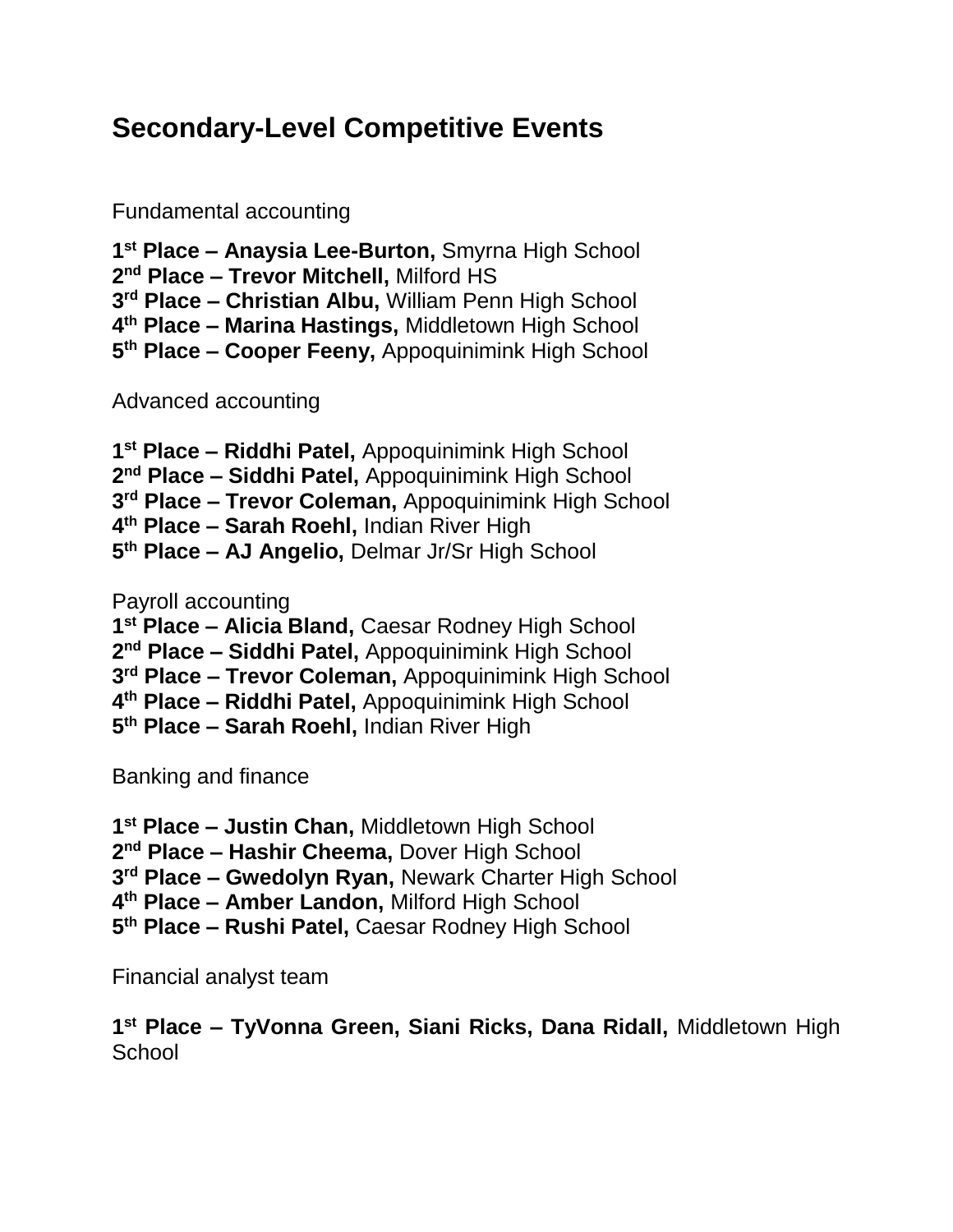# Secondary-Level Competitive Events

Fundamental accounting

**1st Place – Anaysia Lee-Burton,** Smyrna High School
**2nd Place – Trevor Mitchell,** Milford HS
**3rd Place – Christian Albu,** William Penn High School
**4th Place – Marina Hastings,** Middletown High School
**5th Place – Cooper Feeny,** Appoquinimink High School

Advanced accounting

**1st Place – Riddhi Patel,** Appoquinimink High School
**2nd Place – Siddhi Patel,** Appoquinimink High School
**3rd Place – Trevor Coleman,** Appoquinimink High School
**4th Place – Sarah Roehl,** Indian River High
**5th Place – AJ Angelio,** Delmar Jr/Sr High School

Payroll accounting
**1st Place – Alicia Bland,** Caesar Rodney High School
**2nd Place – Siddhi Patel,** Appoquinimink High School
**3rd Place – Trevor Coleman,** Appoquinimink High School
**4th Place – Riddhi Patel,** Appoquinimink High School
**5th Place – Sarah Roehl,** Indian River High

Banking and finance

**1st Place – Justin Chan,** Middletown High School
**2nd Place – Hashir Cheema,** Dover High School
**3rd Place – Gwedolyn Ryan,** Newark Charter High School
**4th Place – Amber Landon,** Milford High School
**5th Place – Rushi Patel,** Caesar Rodney High School

Financial analyst team

**1st Place – TyVonna Green, Siani Ricks, Dana Ridall,** Middletown High School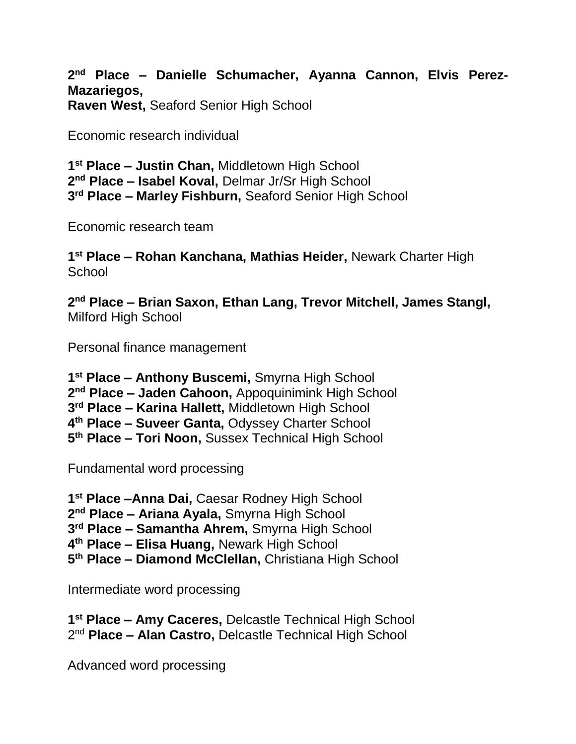**2nd Place – Danielle Schumacher, Ayanna Cannon, Elvis Perez-Mazariegos,**
**Raven West,** Seaford Senior High School

Economic research individual

**1st Place – Justin Chan,** Middletown High School
**2nd Place – Isabel Koval,** Delmar Jr/Sr High School
**3rd Place – Marley Fishburn,** Seaford Senior High School

Economic research team

**1st Place – Rohan Kanchana, Mathias Heider,** Newark Charter High School

**2nd Place – Brian Saxon, Ethan Lang, Trevor Mitchell, James Stangl,** Milford High School

Personal finance management

**1st Place – Anthony Buscemi,** Smyrna High School
**2nd Place – Jaden Cahoon,** Appoquinimink High School
**3rd Place – Karina Hallett,** Middletown High School
**4th Place – Suveer Ganta,** Odyssey Charter School
**5th Place – Tori Noon,** Sussex Technical High School

Fundamental word processing

**1st Place –Anna Dai,** Caesar Rodney High School
**2nd Place – Ariana Ayala,** Smyrna High School
**3rd Place – Samantha Ahrem,** Smyrna High School
**4th Place – Elisa Huang,** Newark High School
**5th Place – Diamond McClellan,** Christiana High School

Intermediate word processing

**1st Place – Amy Caceres,** Delcastle Technical High School
2nd **Place – Alan Castro,** Delcastle Technical High School

Advanced word processing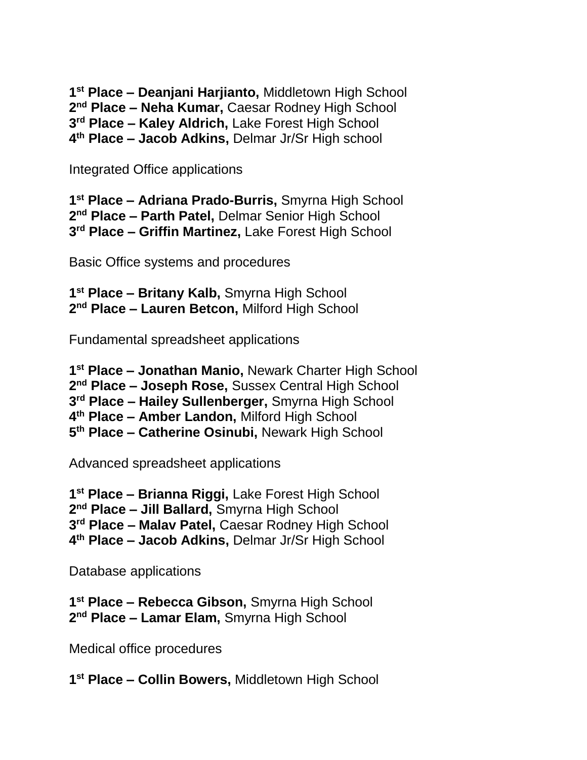**1st Place – Deanjani Harjianto,** Middletown High School
**2nd Place – Neha Kumar,** Caesar Rodney High School
**3rd Place – Kaley Aldrich,** Lake Forest High School
**4th Place – Jacob Adkins,** Delmar Jr/Sr High school

Integrated Office applications

**1st Place – Adriana Prado-Burris,** Smyrna High School
**2nd Place – Parth Patel,** Delmar Senior High School
**3rd Place – Griffin Martinez,** Lake Forest High School

Basic Office systems and procedures

**1st Place – Britany Kalb,** Smyrna High School
**2nd Place – Lauren Betcon,** Milford High School

Fundamental spreadsheet applications

**1st Place – Jonathan Manio,** Newark Charter High School
**2nd Place – Joseph Rose,** Sussex Central High School
**3rd Place – Hailey Sullenberger,** Smyrna High School
**4th Place – Amber Landon,** Milford High School
**5th Place – Catherine Osinubi,** Newark High School

Advanced spreadsheet applications

**1st Place – Brianna Riggi,** Lake Forest High School
**2nd Place – Jill Ballard,** Smyrna High School
**3rd Place – Malav Patel,** Caesar Rodney High School
**4th Place – Jacob Adkins,** Delmar Jr/Sr High School

Database applications

**1st Place – Rebecca Gibson,** Smyrna High School
**2nd Place – Lamar Elam,** Smyrna High School

Medical office procedures

**1st Place – Collin Bowers,** Middletown High School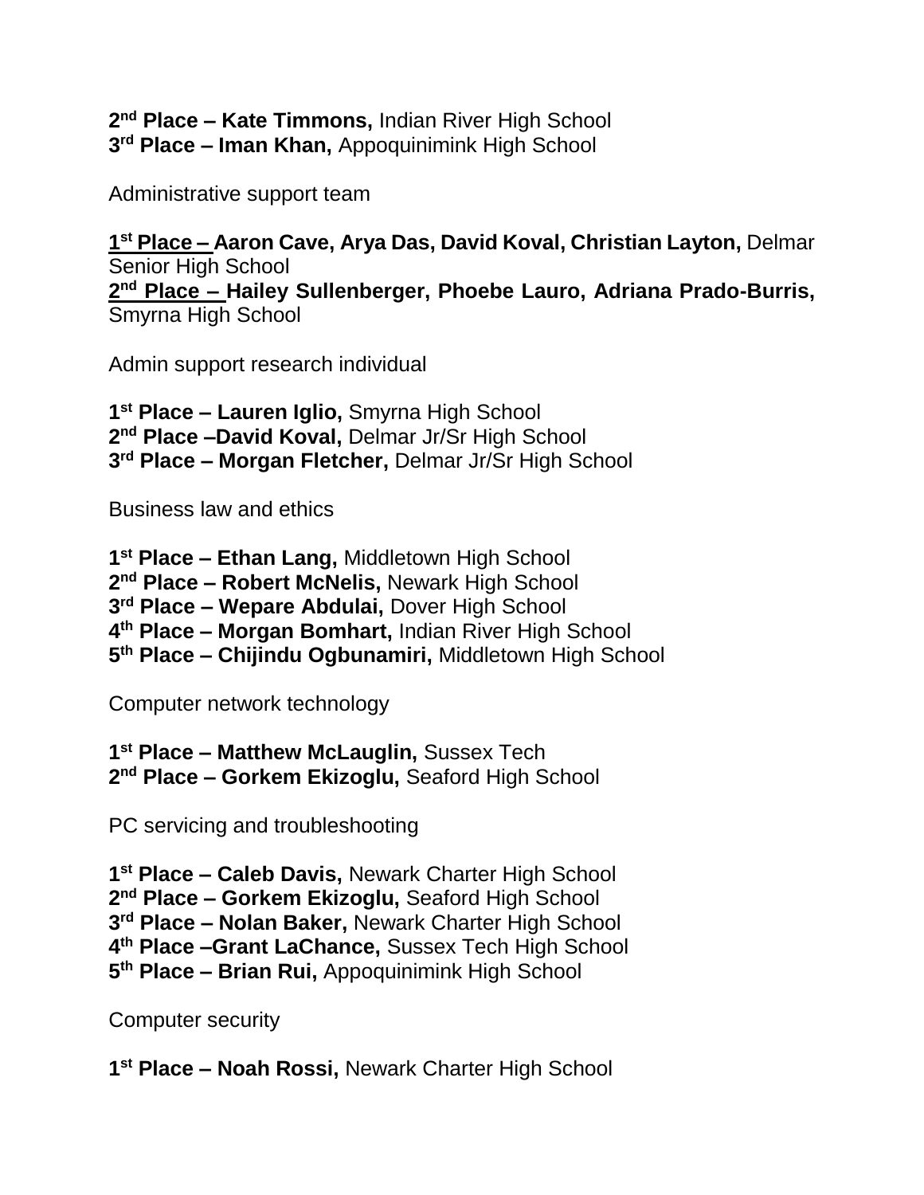**2nd Place – Kate Timmons,** Indian River High School
**3rd Place – Iman Khan,** Appoquinimink High School

Administrative support team

**1st Place – Aaron Cave, Arya Das, David Koval, Christian Layton,** Delmar Senior High School
**2nd Place – Hailey Sullenberger, Phoebe Lauro, Adriana Prado-Burris,** Smyrna High School

Admin support research individual

**1st Place – Lauren Iglio,** Smyrna High School
**2nd Place –David Koval,** Delmar Jr/Sr High School
**3rd Place – Morgan Fletcher,** Delmar Jr/Sr High School

Business law and ethics

**1st Place – Ethan Lang,** Middletown High School
**2nd Place – Robert McNelis,** Newark High School
**3rd Place – Wepare Abdulai,** Dover High School
**4th Place – Morgan Bomhart,** Indian River High School
**5th Place – Chijindu Ogbunamiri,** Middletown High School

Computer network technology

**1st Place – Matthew McLauglin,** Sussex Tech
**2nd Place – Gorkem Ekizoglu,** Seaford High School

PC servicing and troubleshooting

**1st Place – Caleb Davis,** Newark Charter High School
**2nd Place – Gorkem Ekizoglu,** Seaford High School
**3rd Place – Nolan Baker,** Newark Charter High School
**4th Place –Grant LaChance,** Sussex Tech High School
**5th Place – Brian Rui,** Appoquinimink High School

Computer security

**1st Place – Noah Rossi,** Newark Charter High School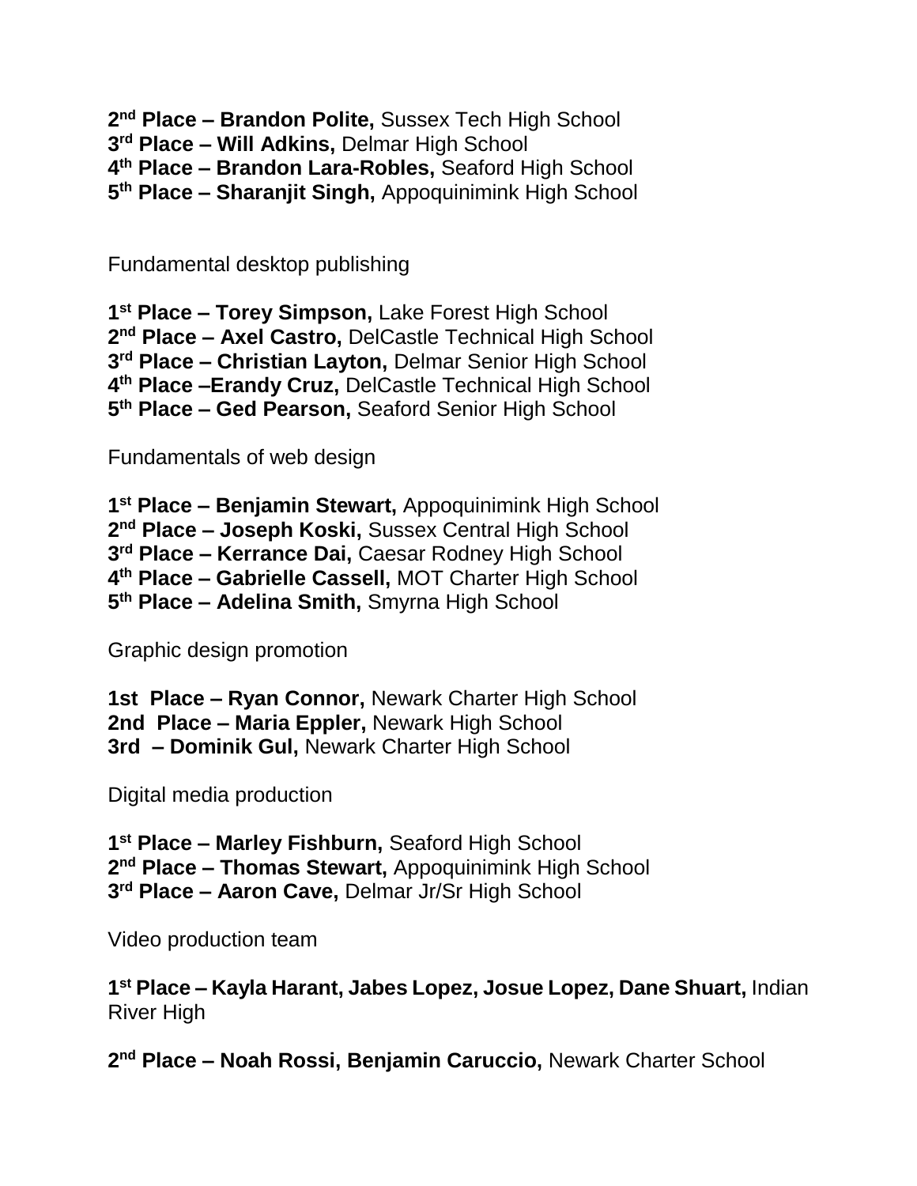**2nd Place – Brandon Polite,** Sussex Tech High School
**3rd Place – Will Adkins,** Delmar High School
**4th Place – Brandon Lara-Robles,** Seaford High School
**5th Place – Sharanjit Singh,** Appoquinimink High School

Fundamental desktop publishing

**1st Place – Torey Simpson,** Lake Forest High School
**2nd Place – Axel Castro,** DelCastle Technical High School
**3rd Place – Christian Layton,** Delmar Senior High School
**4th Place –Erandy Cruz,** DelCastle Technical High School
**5th Place – Ged Pearson,** Seaford Senior High School

Fundamentals of web design

**1st Place – Benjamin Stewart,** Appoquinimink High School
**2nd Place – Joseph Koski,** Sussex Central High School
**3rd Place – Kerrance Dai,** Caesar Rodney High School
**4th Place – Gabrielle Cassell,** MOT Charter High School
**5th Place – Adelina Smith,** Smyrna High School

Graphic design promotion

**1st Place – Ryan Connor,** Newark Charter High School
**2nd Place – Maria Eppler,** Newark High School
**3rd – Dominik Gul,** Newark Charter High School

Digital media production

**1st Place – Marley Fishburn,** Seaford High School
**2nd Place – Thomas Stewart,** Appoquinimink High School
**3rd Place – Aaron Cave,** Delmar Jr/Sr High School

Video production team

**1st Place – Kayla Harant, Jabes Lopez, Josue Lopez, Dane Shuart,** Indian River High

**2nd Place – Noah Rossi, Benjamin Caruccio,** Newark Charter School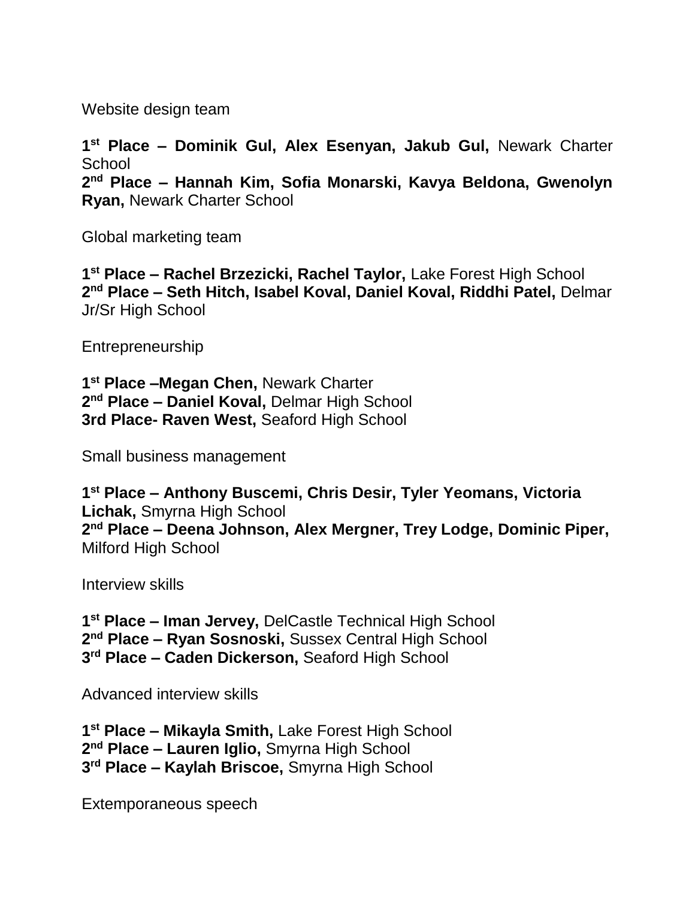Website design team

**1st Place – Dominik Gul, Alex Esenyan, Jakub Gul,** Newark Charter School
**2nd Place – Hannah Kim, Sofia Monarski, Kavya Beldona, Gwenolyn Ryan,** Newark Charter School

Global marketing team

**1st Place – Rachel Brzezicki, Rachel Taylor,** Lake Forest High School
**2nd Place – Seth Hitch, Isabel Koval, Daniel Koval, Riddhi Patel,** Delmar Jr/Sr High School

Entrepreneurship

**1st Place –Megan Chen,** Newark Charter
**2nd Place – Daniel Koval,** Delmar High School
**3rd Place- Raven West,** Seaford High School

Small business management

**1st Place – Anthony Buscemi, Chris Desir, Tyler Yeomans, Victoria Lichak,** Smyrna High School
**2nd Place – Deena Johnson, Alex Mergner, Trey Lodge, Dominic Piper,** Milford High School

Interview skills

**1st Place – Iman Jervey,** DelCastle Technical High School
**2nd Place – Ryan Sosnoski,** Sussex Central High School
**3rd Place – Caden Dickerson,** Seaford High School

Advanced interview skills

**1st Place – Mikayla Smith,** Lake Forest High School
**2nd Place – Lauren Iglio,** Smyrna High School
**3rd Place – Kaylah Briscoe,** Smyrna High School

Extemporaneous speech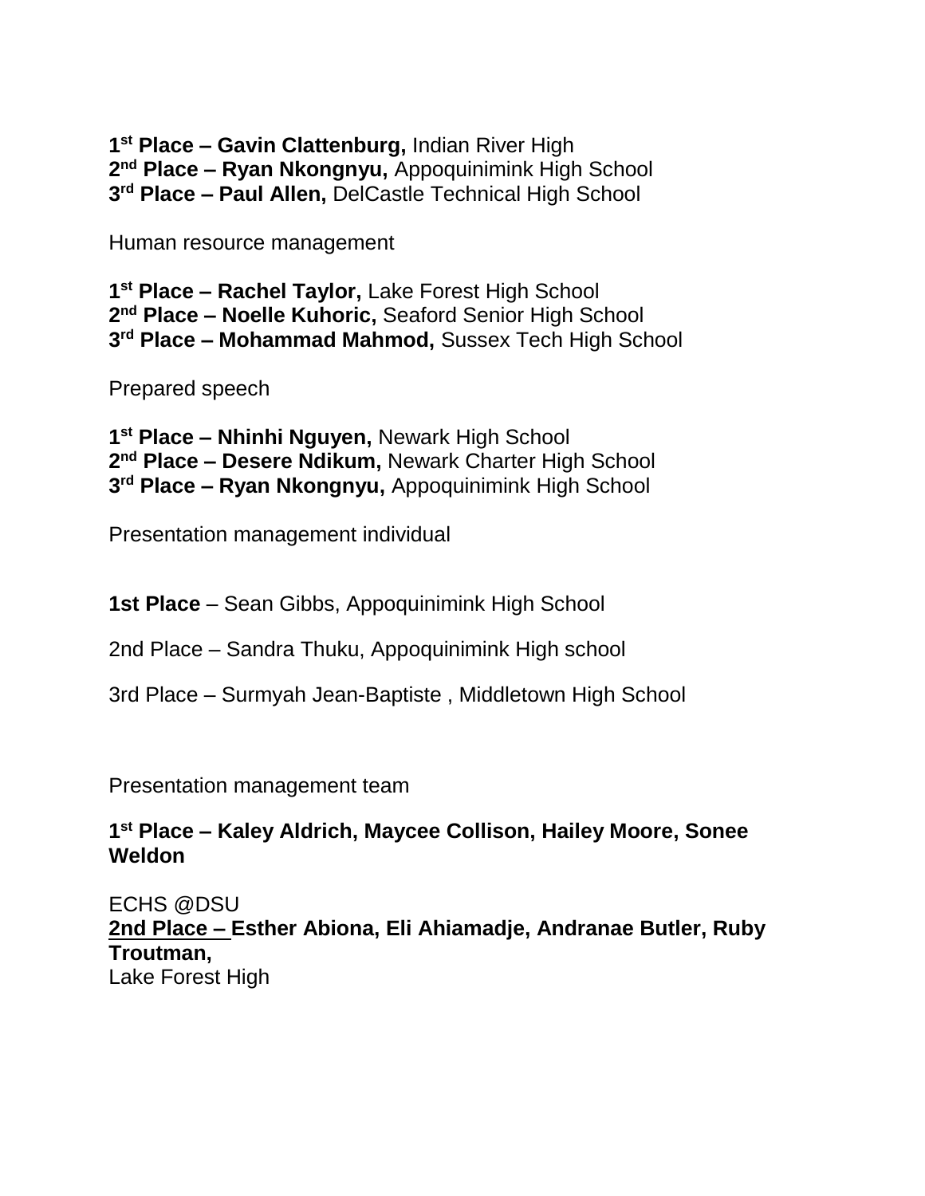**1st Place – Gavin Clattenburg,** Indian River High
**2nd Place – Ryan Nkongnyu,** Appoquinimink High School
**3rd Place – Paul Allen,** DelCastle Technical High School

Human resource management

**1st Place – Rachel Taylor,** Lake Forest High School
**2nd Place – Noelle Kuhoric,** Seaford Senior High School
**3rd Place – Mohammad Mahmod,** Sussex Tech High School

Prepared speech

**1st Place – Nhinhi Nguyen,** Newark High School
**2nd Place – Desere Ndikum,** Newark Charter High School
**3rd Place – Ryan Nkongnyu,** Appoquinimink High School

Presentation management individual

**1st Place** – Sean Gibbs, Appoquinimink High School

2nd Place – Sandra Thuku, Appoquinimink High school

3rd Place – Surmyah Jean-Baptiste , Middletown High School

Presentation management team

**1st Place – Kaley Aldrich, Maycee Collison, Hailey Moore, Sonee Weldon**

ECHS @DSU
**2nd Place – Esther Abiona, Eli Ahiamadje, Andranae Butler, Ruby Troutman,**
Lake Forest High